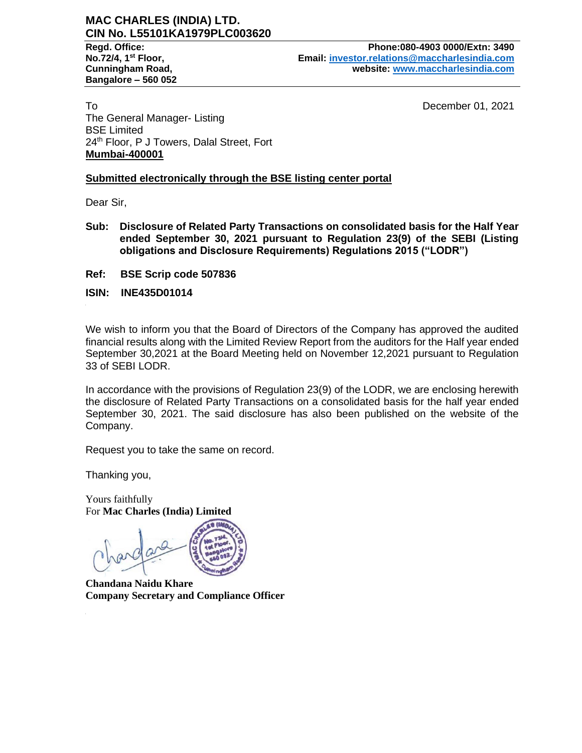# MAC CHARLES (INDIA) LTD.
## CIN No. L55101KA1979PLC003620

**Regd. Office:**
**No.72/4, 1st Floor,**
**Cunningham Road,**
**Bangalore – 560 052**

**Phone:080-4903 0000/Extn: 3490**
**Email: investor.relations@maccharlesindia.com**
**website: www.maccharlesindia.com**

To

December 01, 2021

The General Manager- Listing
BSE Limited
24th Floor, P J Towers, Dalal Street, Fort
**Mumbai-400001**

**Submitted electronically through the BSE listing center portal**

Dear Sir,

**Sub: Disclosure of Related Party Transactions on consolidated basis for the Half Year ended September 30, 2021 pursuant to Regulation 23(9) of the SEBI (Listing obligations and Disclosure Requirements) Regulations 2015 ("LODR")**

**Ref: BSE Scrip code 507836**

**ISIN: INE435D01014**

We wish to inform you that the Board of Directors of the Company has approved the audited financial results along with the Limited Review Report from the auditors for the Half year ended September 30,2021 at the Board Meeting held on November 12,2021 pursuant to Regulation 33 of SEBI LODR.

In accordance with the provisions of Regulation 23(9) of the LODR, we are enclosing herewith the disclosure of Related Party Transactions on a consolidated basis for the half year ended September 30, 2021. The said disclosure has also been published on the website of the Company.

Request you to take the same on record.

Thanking you,

Yours faithfully
For **Mac Charles (India) Limited**

**Chandana Naidu Khare**
**Company Secretary and Compliance Officer**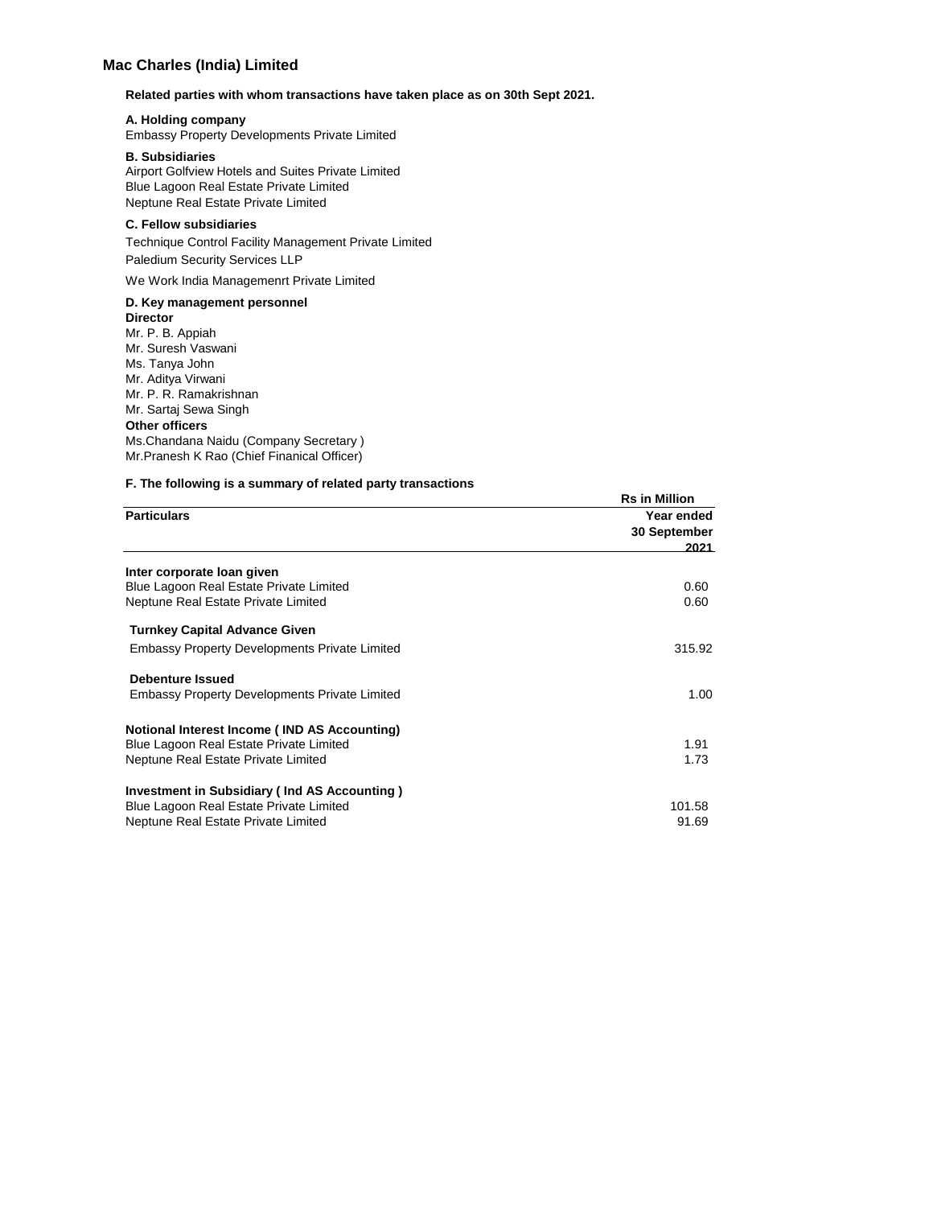## Mac Charles (India) Limited

**Related parties with whom transactions have taken place as on 30th Sept 2021.**

**A. Holding company**
Embassy Property Developments Private Limited

**B. Subsidiaries**
Airport Golfview Hotels and Suites Private Limited
Blue Lagoon Real Estate Private Limited
Neptune Real Estate Private Limited

**C. Fellow subsidiaries**
Technique Control Facility Management Private Limited
Paledium Security Services LLP
We Work India Managemenrt Private Limited

**D. Key management personnel**
**Director**
Mr. P. B. Appiah
Mr. Suresh Vaswani
Ms. Tanya John
Mr. Aditya Virwani
Mr. P. R. Ramakrishnan
Mr. Sartaj Sewa Singh
**Other officers**
Ms.Chandana Naidu (Company Secretary )
Mr.Pranesh K Rao (Chief Finanical Officer)

**F. The following is a summary of related party transactions**

| | Rs in Million |
|---|---|
| **Particulars** | **Year ended 30 September 2021** |
| **Inter corporate loan given** | |
| Blue Lagoon Real Estate Private Limited | 0.60 |
| Neptune Real Estate Private Limited | 0.60 |
| **Turnkey Capital Advance Given** | |
| Embassy Property Developments Private Limited | 315.92 |
| **Debenture Issued** | |
| Embassy Property Developments Private Limited | 1.00 |
| **Notional Interest Income ( IND AS Accounting)** | |
| Blue Lagoon Real Estate Private Limited | 1.91 |
| Neptune Real Estate Private Limited | 1.73 |
| **Investment in Subsidiary ( Ind AS Accounting )** | |
| Blue Lagoon Real Estate Private Limited | 101.58 |
| Neptune Real Estate Private Limited | 91.69 |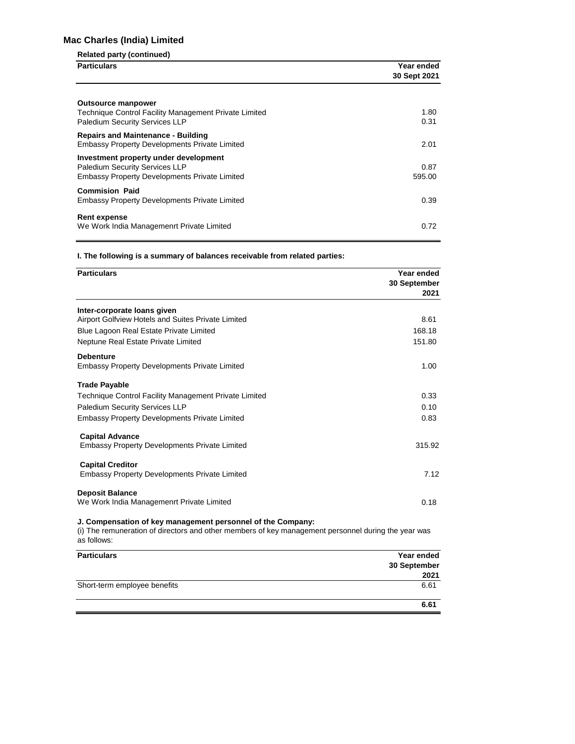## Mac Charles (India) Limited

**Related party (continued)**

| Particulars | Year ended 30 Sept 2021 |
|---|---|
| **Outsource manpower** | |
| Technique Control Facility Management Private Limited | 1.80 |
| Paledium Security Services LLP | 0.31 |
| **Repairs and Maintenance - Building** | |
| Embassy Property Developments Private Limited | 2.01 |
| **Investment property under development** | |
| Paledium Security Services LLP | 0.87 |
| Embassy Property Developments Private Limited | 595.00 |
| **Commision Paid** | |
| Embassy Property Developments Private Limited | 0.39 |
| **Rent expense** | |
| We Work India Managemenrt Private Limited | 0.72 |

**I. The following is a summary of balances receivable from related parties:**

| Particulars | Year ended 30 September 2021 |
|---|---|
| **Inter-corporate loans given** | |
| Airport Golfview Hotels and Suites Private Limited | 8.61 |
| Blue Lagoon Real Estate Private Limited | 168.18 |
| Neptune Real Estate Private Limited | 151.80 |
| **Debenture** | |
| Embassy Property Developments Private Limited | 1.00 |
| **Trade Payable** | |
| Technique Control Facility Management Private Limited | 0.33 |
| Paledium Security Services LLP | 0.10 |
| Embassy Property Developments Private Limited | 0.83 |
| **Capital Advance** | |
| Embassy Property Developments Private Limited | 315.92 |
| **Capital Creditor** | |
| Embassy Property Developments Private Limited | 7.12 |
| **Deposit Balance** | |
| We Work India Managemenrt Private Limited | 0.18 |

**J. Compensation of key management personnel of the Company:**

(i) The remuneration of directors and other members of key management personnel during the year was as follows:

| Particulars | Year ended 30 September 2021 |
|---|---|
| Short-term employee benefits | 6.61 |
| | **6.61** |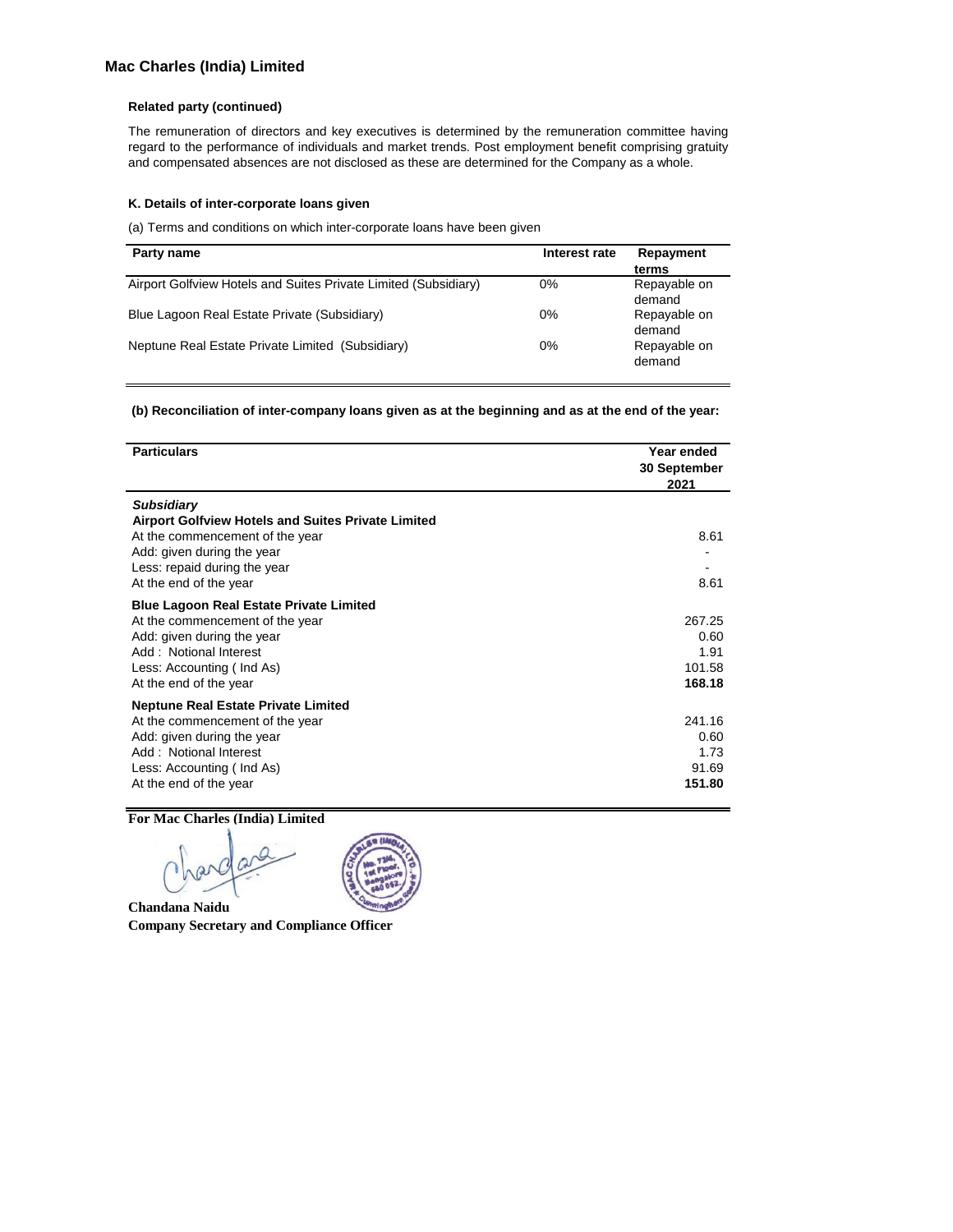## Mac Charles (India) Limited

**Related party (continued)**

The remuneration of directors and key executives is determined by the remuneration committee having regard to the performance of individuals and market trends. Post employment benefit comprising gratuity and compensated absences are not disclosed as these are determined for the Company as a whole.

**K. Details of inter-corporate loans given**

(a) Terms and conditions on which inter-corporate loans have been given

| Party name | Interest rate | Repayment terms |
|---|---|---|
| Airport Golfview Hotels and Suites Private Limited (Subsidiary) | 0% | Repayable on demand |
| Blue Lagoon Real Estate Private (Subsidiary) | 0% | Repayable on demand |
| Neptune Real Estate Private Limited (Subsidiary) | 0% | Repayable on demand |

**(b) Reconciliation of inter-company loans given as at the beginning and as at the end of the year:**

| Particulars | Year ended 30 September 2021 |
|---|---|
| ***Subsidiary*** | |
| **Airport Golfview Hotels and Suites Private Limited** | |
| At the commencement of the year | 8.61 |
| Add: given during the year | - |
| Less: repaid during the year | - |
| At the end of the year | 8.61 |
| **Blue Lagoon Real Estate Private Limited** | |
| At the commencement of the year | 267.25 |
| Add: given during the year | 0.60 |
| Add : Notional Interest | 1.91 |
| Less: Accounting ( Ind As) | 101.58 |
| At the end of the year | **168.18** |
| **Neptune Real Estate Private Limited** | |
| At the commencement of the year | 241.16 |
| Add: given during the year | 0.60 |
| Add : Notional Interest | 1.73 |
| Less: Accounting ( Ind As) | 91.69 |
| At the end of the year | **151.80** |

**For Mac Charles (India) Limited**

**Chandana Naidu**
**Company Secretary and Compliance Officer**